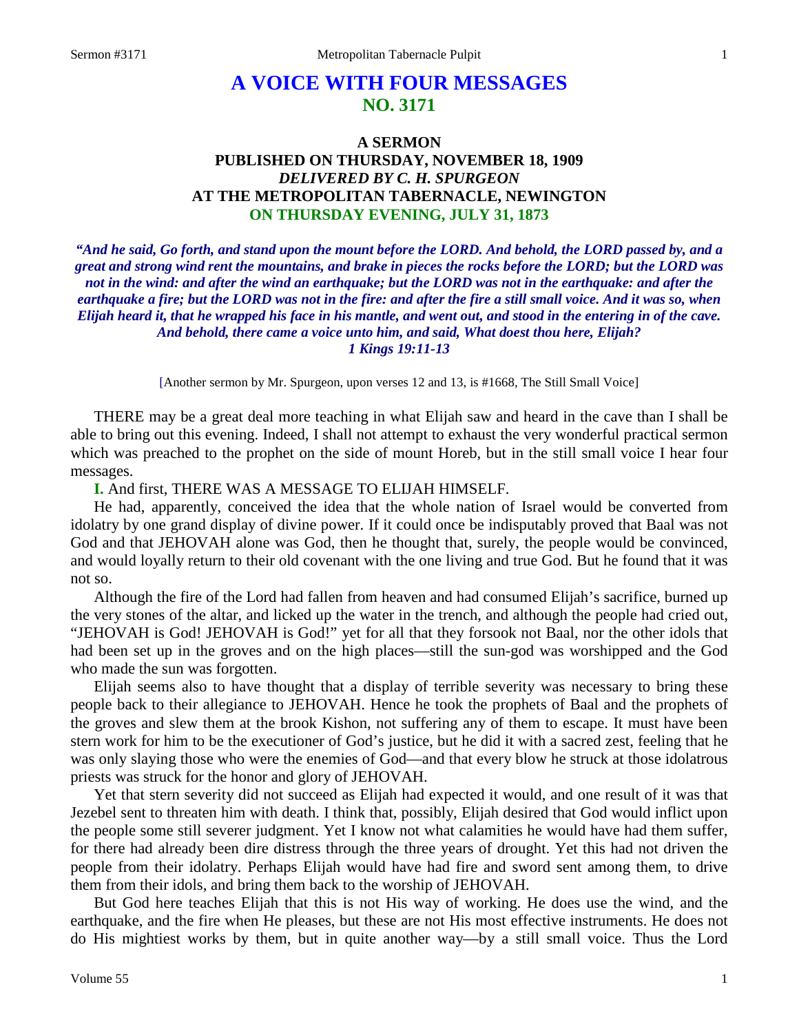# A VOICE WITH FOUR MESSAGES
## NO. 3171

### A SERMON
### PUBLISHED ON THURSDAY, NOVEMBER 18, 1909
### *DELIVERED BY C. H. SPURGEON*
### AT THE METROPOLITAN TABERNACLE, NEWINGTON
### ON THURSDAY EVENING, JULY 31, 1873

***"And he said, Go forth, and stand upon the mount before the LORD. And behold, the LORD passed by, and a great and strong wind rent the mountains, and brake in pieces the rocks before the LORD; but the LORD was not in the wind: and after the wind an earthquake; but the LORD was not in the earthquake: and after the earthquake a fire; but the LORD was not in the fire: and after the fire a still small voice. And it was so, when Elijah heard it, that he wrapped his face in his mantle, and went out, and stood in the entering in of the cave. And behold, there came a voice unto him, and said, What dost thou here, Elijah?***
***1 Kings 19:11-13***

[Another sermon by Mr. Spurgeon, upon verses 12 and 13, is #1668, The Still Small Voice]

THERE may be a great deal more teaching in what Elijah saw and heard in the cave than I shall be able to bring out this evening. Indeed, I shall not attempt to exhaust the very wonderful practical sermon which was preached to the prophet on the side of mount Horeb, but in the still small voice I hear four messages.

**I.** And first, THERE WAS A MESSAGE TO ELIJAH HIMSELF.

He had, apparently, conceived the idea that the whole nation of Israel would be converted from idolatry by one grand display of divine power. If it could once be indisputably proved that Baal was not God and that JEHOVAH alone was God, then he thought that, surely, the people would be convinced, and would loyally return to their old covenant with the one living and true God. But he found that it was not so.

Although the fire of the Lord had fallen from heaven and had consumed Elijah's sacrifice, burned up the very stones of the altar, and licked up the water in the trench, and although the people had cried out, "JEHOVAH is God! JEHOVAH is God!" yet for all that they forsook not Baal, nor the other idols that had been set up in the groves and on the high places—still the sun-god was worshipped and the God who made the sun was forgotten.

Elijah seems also to have thought that a display of terrible severity was necessary to bring these people back to their allegiance to JEHOVAH. Hence he took the prophets of Baal and the prophets of the groves and slew them at the brook Kishon, not suffering any of them to escape. It must have been stern work for him to be the executioner of God's justice, but he did it with a sacred zest, feeling that he was only slaying those who were the enemies of God—and that every blow he struck at those idolatrous priests was struck for the honor and glory of JEHOVAH.

Yet that stern severity did not succeed as Elijah had expected it would, and one result of it was that Jezebel sent to threaten him with death. I think that, possibly, Elijah desired that God would inflict upon the people some still severer judgment. Yet I know not what calamities he would have had them suffer, for there had already been dire distress through the three years of drought. Yet this had not driven the people from their idolatry. Perhaps Elijah would have had fire and sword sent among them, to drive them from their idols, and bring them back to the worship of JEHOVAH.

But God here teaches Elijah that this is not His way of working. He does use the wind, and the earthquake, and the fire when He pleases, but these are not His most effective instruments. He does not do His mightiest works by them, but in quite another way—by a still small voice. Thus the Lord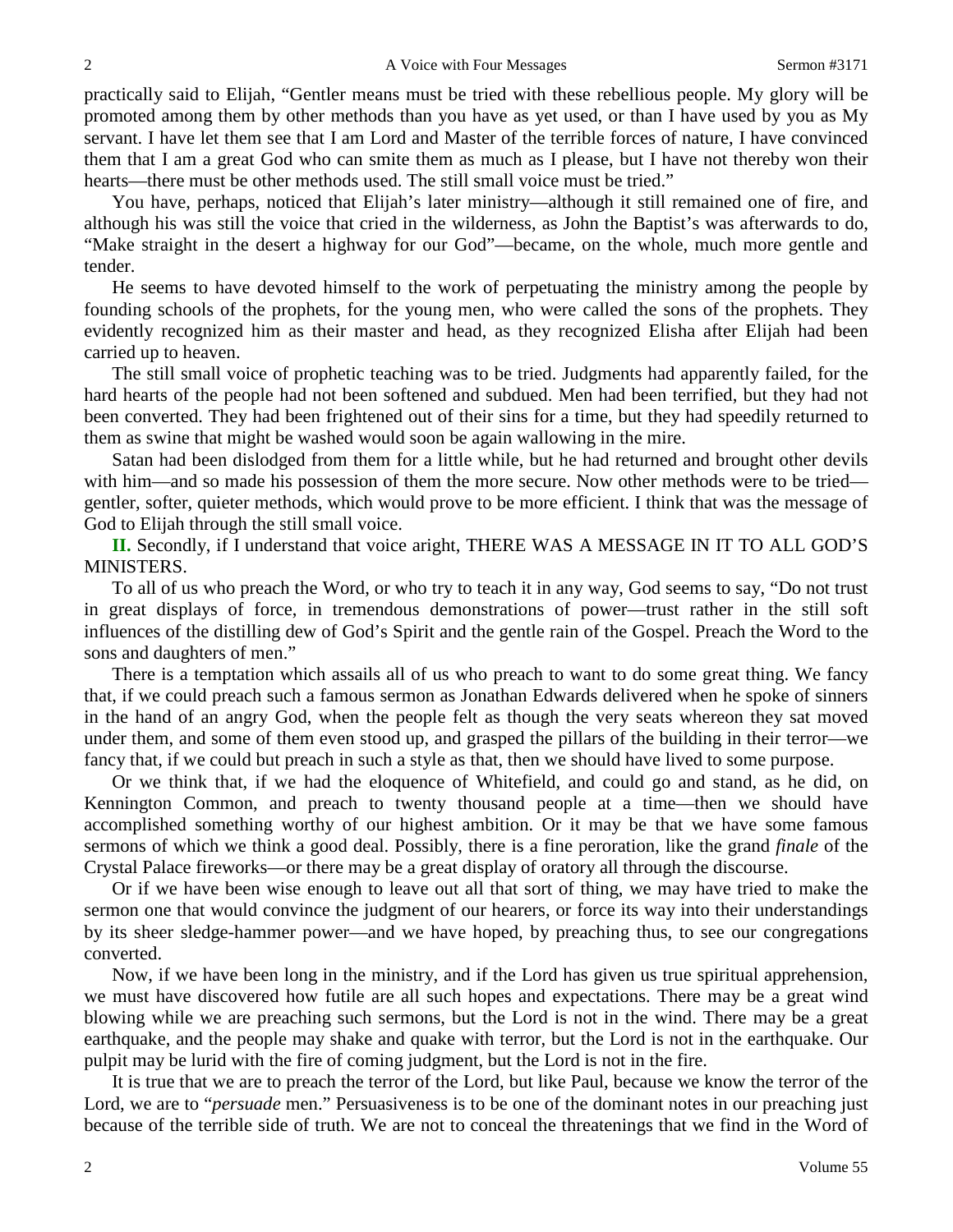practically said to Elijah, "Gentler means must be tried with these rebellious people. My glory will be promoted among them by other methods than you have as yet used, or than I have used by you as My servant. I have let them see that I am Lord and Master of the terrible forces of nature, I have convinced them that I am a great God who can smite them as much as I please, but I have not thereby won their hearts—there must be other methods used. The still small voice must be tried."

You have, perhaps, noticed that Elijah's later ministry—although it still remained one of fire, and although his was still the voice that cried in the wilderness, as John the Baptist's was afterwards to do, "Make straight in the desert a highway for our God"—became, on the whole, much more gentle and tender.

He seems to have devoted himself to the work of perpetuating the ministry among the people by founding schools of the prophets, for the young men, who were called the sons of the prophets. They evidently recognized him as their master and head, as they recognized Elisha after Elijah had been carried up to heaven.

The still small voice of prophetic teaching was to be tried. Judgments had apparently failed, for the hard hearts of the people had not been softened and subdued. Men had been terrified, but they had not been converted. They had been frightened out of their sins for a time, but they had speedily returned to them as swine that might be washed would soon be again wallowing in the mire.

Satan had been dislodged from them for a little while, but he had returned and brought other devils with him—and so made his possession of them the more secure. Now other methods were to be tried—gentler, softer, quieter methods, which would prove to be more efficient. I think that was the message of God to Elijah through the still small voice.

**II.** Secondly, if I understand that voice aright, THERE WAS A MESSAGE IN IT TO ALL GOD'S MINISTERS.

To all of us who preach the Word, or who try to teach it in any way, God seems to say, "Do not trust in great displays of force, in tremendous demonstrations of power—trust rather in the still soft influences of the distilling dew of God's Spirit and the gentle rain of the Gospel. Preach the Word to the sons and daughters of men."

There is a temptation which assails all of us who preach to want to do some great thing. We fancy that, if we could preach such a famous sermon as Jonathan Edwards delivered when he spoke of sinners in the hand of an angry God, when the people felt as though the very seats whereon they sat moved under them, and some of them even stood up, and grasped the pillars of the building in their terror—we fancy that, if we could but preach in such a style as that, then we should have lived to some purpose.

Or we think that, if we had the eloquence of Whitefield, and could go and stand, as he did, on Kennington Common, and preach to twenty thousand people at a time—then we should have accomplished something worthy of our highest ambition. Or it may be that we have some famous sermons of which we think a good deal. Possibly, there is a fine peroration, like the grand *finale* of the Crystal Palace fireworks—or there may be a great display of oratory all through the discourse.

Or if we have been wise enough to leave out all that sort of thing, we may have tried to make the sermon one that would convince the judgment of our hearers, or force its way into their understandings by its sheer sledge-hammer power—and we have hoped, by preaching thus, to see our congregations converted.

Now, if we have been long in the ministry, and if the Lord has given us true spiritual apprehension, we must have discovered how futile are all such hopes and expectations. There may be a great wind blowing while we are preaching such sermons, but the Lord is not in the wind. There may be a great earthquake, and the people may shake and quake with terror, but the Lord is not in the earthquake. Our pulpit may be lurid with the fire of coming judgment, but the Lord is not in the fire.

It is true that we are to preach the terror of the Lord, but like Paul, because we know the terror of the Lord, we are to "*persuade* men." Persuasiveness is to be one of the dominant notes in our preaching just because of the terrible side of truth. We are not to conceal the threatenings that we find in the Word of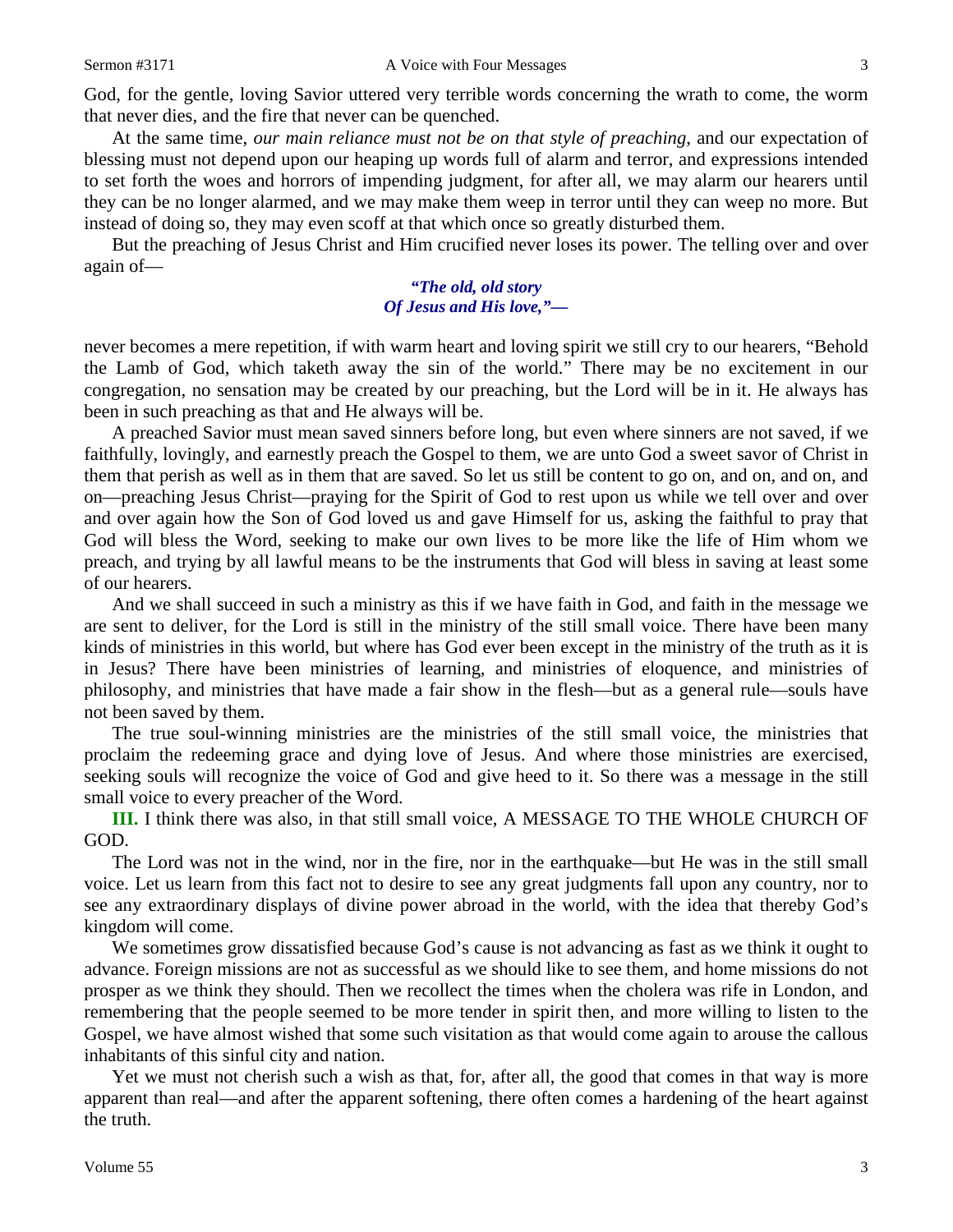God, for the gentle, loving Savior uttered very terrible words concerning the wrath to come, the worm that never dies, and the fire that never can be quenched.

At the same time, *our main reliance must not be on that style of preaching*, and our expectation of blessing must not depend upon our heaping up words full of alarm and terror, and expressions intended to set forth the woes and horrors of impending judgment, for after all, we may alarm our hearers until they can be no longer alarmed, and we may make them weep in terror until they can weep no more. But instead of doing so, they may even scoff at that which once so greatly disturbed them.

But the preaching of Jesus Christ and Him crucified never loses its power. The telling over and over again of—

> ***"The old, old story***
> ***Of Jesus and His love,"—***

never becomes a mere repetition, if with warm heart and loving spirit we still cry to our hearers, "Behold the Lamb of God, which taketh away the sin of the world." There may be no excitement in our congregation, no sensation may be created by our preaching, but the Lord will be in it. He always has been in such preaching as that and He always will be.

A preached Savior must mean saved sinners before long, but even where sinners are not saved, if we faithfully, lovingly, and earnestly preach the Gospel to them, we are unto God a sweet savor of Christ in them that perish as well as in them that are saved. So let us still be content to go on, and on, and on, and on—preaching Jesus Christ—praying for the Spirit of God to rest upon us while we tell over and over and over again how the Son of God loved us and gave Himself for us, asking the faithful to pray that God will bless the Word, seeking to make our own lives to be more like the life of Him whom we preach, and trying by all lawful means to be the instruments that God will bless in saving at least some of our hearers.

And we shall succeed in such a ministry as this if we have faith in God, and faith in the message we are sent to deliver, for the Lord is still in the ministry of the still small voice. There have been many kinds of ministries in this world, but where has God ever been except in the ministry of the truth as it is in Jesus? There have been ministries of learning, and ministries of eloquence, and ministries of philosophy, and ministries that have made a fair show in the flesh—but as a general rule—souls have not been saved by them.

The true soul-winning ministries are the ministries of the still small voice, the ministries that proclaim the redeeming grace and dying love of Jesus. And where those ministries are exercised, seeking souls will recognize the voice of God and give heed to it. So there was a message in the still small voice to every preacher of the Word.

**III.** I think there was also, in that still small voice, A MESSAGE TO THE WHOLE CHURCH OF GOD.

The Lord was not in the wind, nor in the fire, nor in the earthquake—but He was in the still small voice. Let us learn from this fact not to desire to see any great judgments fall upon any country, nor to see any extraordinary displays of divine power abroad in the world, with the idea that thereby God's kingdom will come.

We sometimes grow dissatisfied because God's cause is not advancing as fast as we think it ought to advance. Foreign missions are not as successful as we should like to see them, and home missions do not prosper as we think they should. Then we recollect the times when the cholera was rife in London, and remembering that the people seemed to be more tender in spirit then, and more willing to listen to the Gospel, we have almost wished that some such visitation as that would come again to arouse the callous inhabitants of this sinful city and nation.

Yet we must not cherish such a wish as that, for, after all, the good that comes in that way is more apparent than real—and after the apparent softening, there often comes a hardening of the heart against the truth.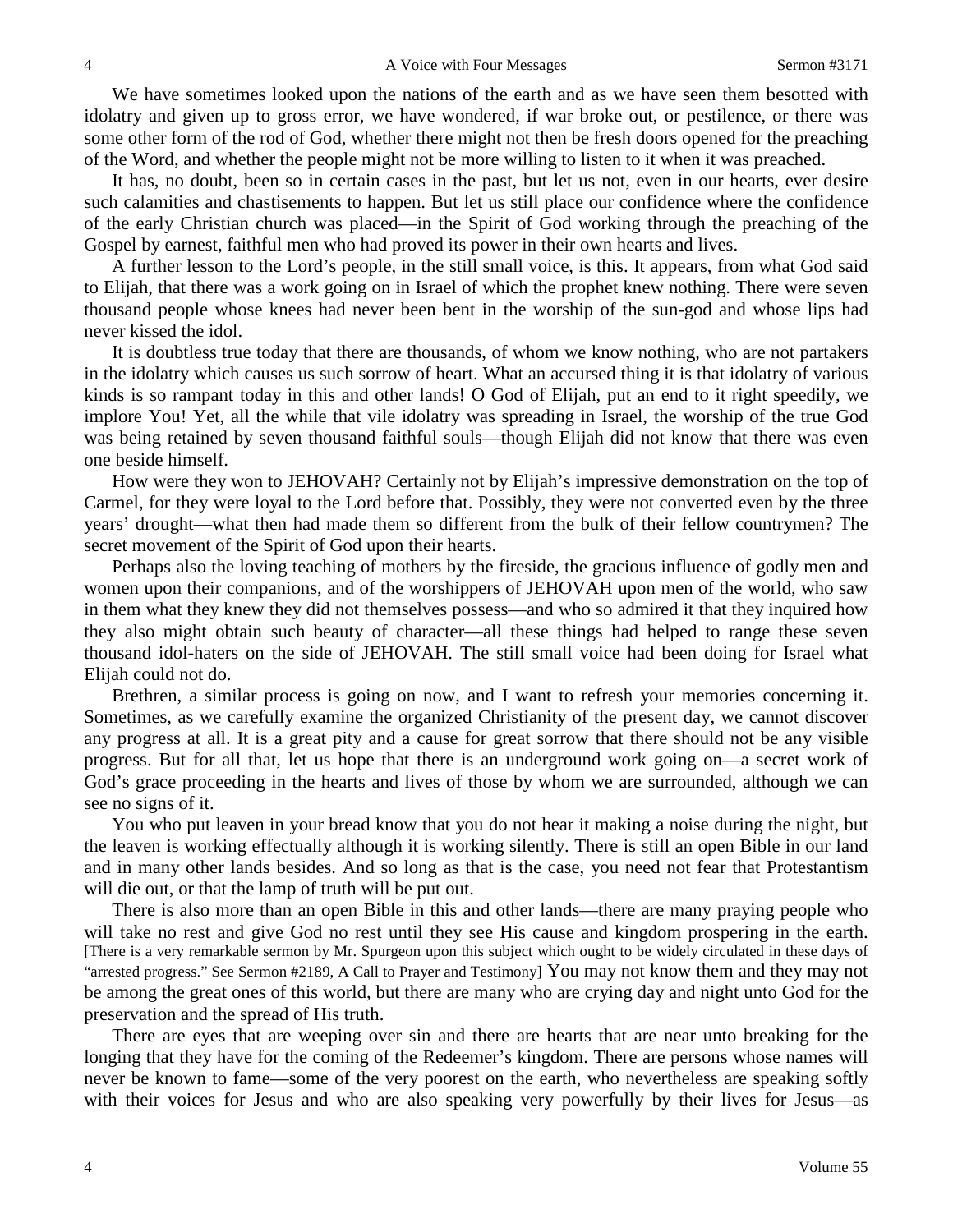We have sometimes looked upon the nations of the earth and as we have seen them besotted with idolatry and given up to gross error, we have wondered, if war broke out, or pestilence, or there was some other form of the rod of God, whether there might not then be fresh doors opened for the preaching of the Word, and whether the people might not be more willing to listen to it when it was preached.

It has, no doubt, been so in certain cases in the past, but let us not, even in our hearts, ever desire such calamities and chastisements to happen. But let us still place our confidence where the confidence of the early Christian church was placed—in the Spirit of God working through the preaching of the Gospel by earnest, faithful men who had proved its power in their own hearts and lives.

A further lesson to the Lord's people, in the still small voice, is this. It appears, from what God said to Elijah, that there was a work going on in Israel of which the prophet knew nothing. There were seven thousand people whose knees had never been bent in the worship of the sun-god and whose lips had never kissed the idol.

It is doubtless true today that there are thousands, of whom we know nothing, who are not partakers in the idolatry which causes us such sorrow of heart. What an accursed thing it is that idolatry of various kinds is so rampant today in this and other lands! O God of Elijah, put an end to it right speedily, we implore You! Yet, all the while that vile idolatry was spreading in Israel, the worship of the true God was being retained by seven thousand faithful souls—though Elijah did not know that there was even one beside himself.

How were they won to JEHOVAH? Certainly not by Elijah's impressive demonstration on the top of Carmel, for they were loyal to the Lord before that. Possibly, they were not converted even by the three years' drought—what then had made them so different from the bulk of their fellow countrymen? The secret movement of the Spirit of God upon their hearts.

Perhaps also the loving teaching of mothers by the fireside, the gracious influence of godly men and women upon their companions, and of the worshippers of JEHOVAH upon men of the world, who saw in them what they knew they did not themselves possess—and who so admired it that they inquired how they also might obtain such beauty of character—all these things had helped to range these seven thousand idol-haters on the side of JEHOVAH. The still small voice had been doing for Israel what Elijah could not do.

Brethren, a similar process is going on now, and I want to refresh your memories concerning it. Sometimes, as we carefully examine the organized Christianity of the present day, we cannot discover any progress at all. It is a great pity and a cause for great sorrow that there should not be any visible progress. But for all that, let us hope that there is an underground work going on—a secret work of God's grace proceeding in the hearts and lives of those by whom we are surrounded, although we can see no signs of it.

You who put leaven in your bread know that you do not hear it making a noise during the night, but the leaven is working effectually although it is working silently. There is still an open Bible in our land and in many other lands besides. And so long as that is the case, you need not fear that Protestantism will die out, or that the lamp of truth will be put out.

There is also more than an open Bible in this and other lands—there are many praying people who will take no rest and give God no rest until they see His cause and kingdom prospering in the earth. [There is a very remarkable sermon by Mr. Spurgeon upon this subject which ought to be widely circulated in these days of "arrested progress." See Sermon #2189, A Call to Prayer and Testimony] You may not know them and they may not be among the great ones of this world, but there are many who are crying day and night unto God for the preservation and the spread of His truth.

There are eyes that are weeping over sin and there are hearts that are near unto breaking for the longing that they have for the coming of the Redeemer's kingdom. There are persons whose names will never be known to fame—some of the very poorest on the earth, who nevertheless are speaking softly with their voices for Jesus and who are also speaking very powerfully by their lives for Jesus—as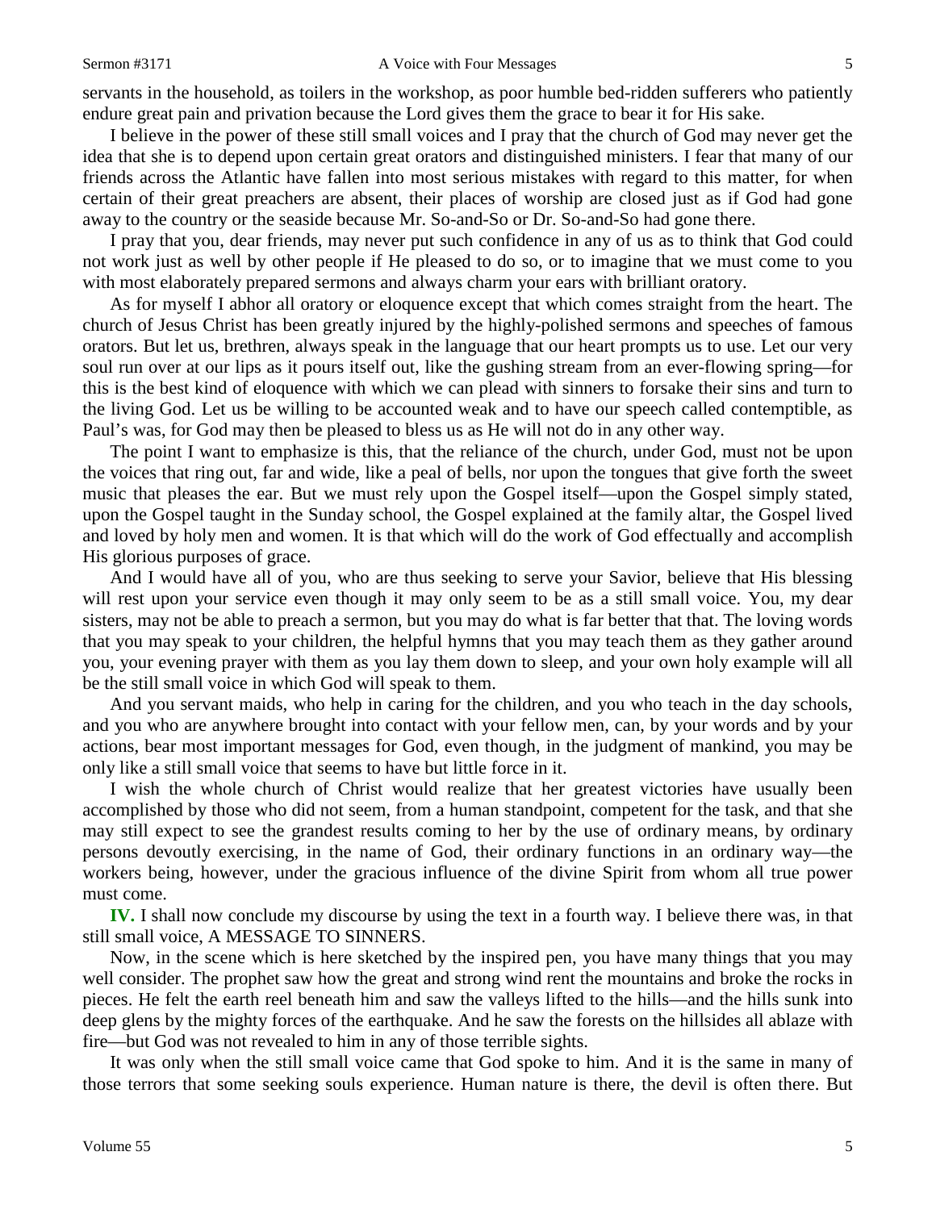servants in the household, as toilers in the workshop, as poor humble bed-ridden sufferers who patiently endure great pain and privation because the Lord gives them the grace to bear it for His sake.

I believe in the power of these still small voices and I pray that the church of God may never get the idea that she is to depend upon certain great orators and distinguished ministers. I fear that many of our friends across the Atlantic have fallen into most serious mistakes with regard to this matter, for when certain of their great preachers are absent, their places of worship are closed just as if God had gone away to the country or the seaside because Mr. So-and-So or Dr. So-and-So had gone there.

I pray that you, dear friends, may never put such confidence in any of us as to think that God could not work just as well by other people if He pleased to do so, or to imagine that we must come to you with most elaborately prepared sermons and always charm your ears with brilliant oratory.

As for myself I abhor all oratory or eloquence except that which comes straight from the heart. The church of Jesus Christ has been greatly injured by the highly-polished sermons and speeches of famous orators. But let us, brethren, always speak in the language that our heart prompts us to use. Let our very soul run over at our lips as it pours itself out, like the gushing stream from an ever-flowing spring—for this is the best kind of eloquence with which we can plead with sinners to forsake their sins and turn to the living God. Let us be willing to be accounted weak and to have our speech called contemptible, as Paul's was, for God may then be pleased to bless us as He will not do in any other way.

The point I want to emphasize is this, that the reliance of the church, under God, must not be upon the voices that ring out, far and wide, like a peal of bells, nor upon the tongues that give forth the sweet music that pleases the ear. But we must rely upon the Gospel itself—upon the Gospel simply stated, upon the Gospel taught in the Sunday school, the Gospel explained at the family altar, the Gospel lived and loved by holy men and women. It is that which will do the work of God effectually and accomplish His glorious purposes of grace.

And I would have all of you, who are thus seeking to serve your Savior, believe that His blessing will rest upon your service even though it may only seem to be as a still small voice. You, my dear sisters, may not be able to preach a sermon, but you may do what is far better that that. The loving words that you may speak to your children, the helpful hymns that you may teach them as they gather around you, your evening prayer with them as you lay them down to sleep, and your own holy example will all be the still small voice in which God will speak to them.

And you servant maids, who help in caring for the children, and you who teach in the day schools, and you who are anywhere brought into contact with your fellow men, can, by your words and by your actions, bear most important messages for God, even though, in the judgment of mankind, you may be only like a still small voice that seems to have but little force in it.

I wish the whole church of Christ would realize that her greatest victories have usually been accomplished by those who did not seem, from a human standpoint, competent for the task, and that she may still expect to see the grandest results coming to her by the use of ordinary means, by ordinary persons devoutly exercising, in the name of God, their ordinary functions in an ordinary way—the workers being, however, under the gracious influence of the divine Spirit from whom all true power must come.

**IV.** I shall now conclude my discourse by using the text in a fourth way. I believe there was, in that still small voice, A MESSAGE TO SINNERS.

Now, in the scene which is here sketched by the inspired pen, you have many things that you may well consider. The prophet saw how the great and strong wind rent the mountains and broke the rocks in pieces. He felt the earth reel beneath him and saw the valleys lifted to the hills—and the hills sunk into deep glens by the mighty forces of the earthquake. And he saw the forests on the hillsides all ablaze with fire—but God was not revealed to him in any of those terrible sights.

It was only when the still small voice came that God spoke to him. And it is the same in many of those terrors that some seeking souls experience. Human nature is there, the devil is often there. But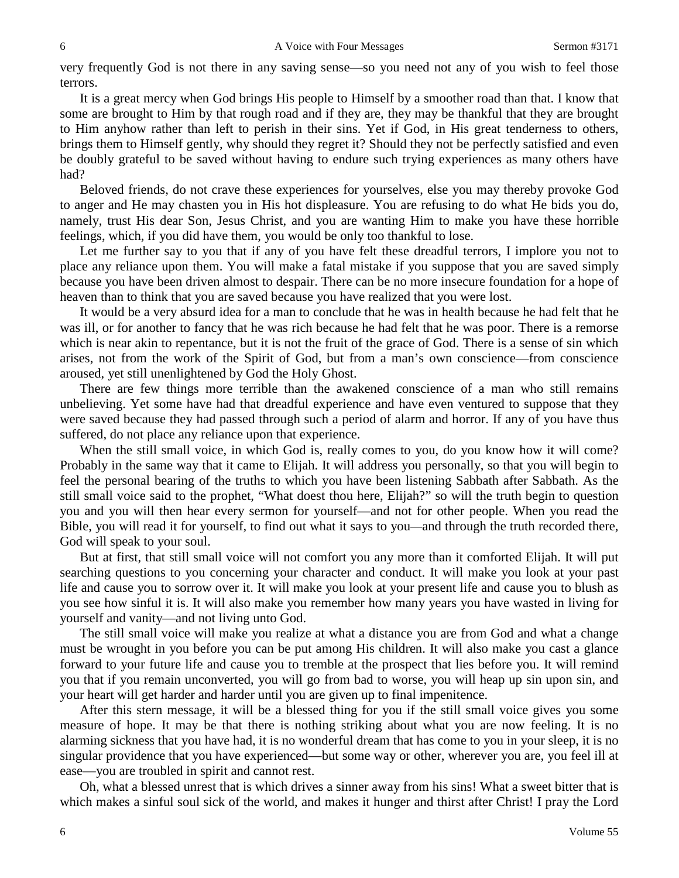very frequently God is not there in any saving sense—so you need not any of you wish to feel those terrors.

It is a great mercy when God brings His people to Himself by a smoother road than that. I know that some are brought to Him by that rough road and if they are, they may be thankful that they are brought to Him anyhow rather than left to perish in their sins. Yet if God, in His great tenderness to others, brings them to Himself gently, why should they regret it? Should they not be perfectly satisfied and even be doubly grateful to be saved without having to endure such trying experiences as many others have had?

Beloved friends, do not crave these experiences for yourselves, else you may thereby provoke God to anger and He may chasten you in His hot displeasure. You are refusing to do what He bids you do, namely, trust His dear Son, Jesus Christ, and you are wanting Him to make you have these horrible feelings, which, if you did have them, you would be only too thankful to lose.

Let me further say to you that if any of you have felt these dreadful terrors, I implore you not to place any reliance upon them. You will make a fatal mistake if you suppose that you are saved simply because you have been driven almost to despair. There can be no more insecure foundation for a hope of heaven than to think that you are saved because you have realized that you were lost.

It would be a very absurd idea for a man to conclude that he was in health because he had felt that he was ill, or for another to fancy that he was rich because he had felt that he was poor. There is a remorse which is near akin to repentance, but it is not the fruit of the grace of God. There is a sense of sin which arises, not from the work of the Spirit of God, but from a man's own conscience—from conscience aroused, yet still unenlightened by God the Holy Ghost.

There are few things more terrible than the awakened conscience of a man who still remains unbelieving. Yet some have had that dreadful experience and have even ventured to suppose that they were saved because they had passed through such a period of alarm and horror. If any of you have thus suffered, do not place any reliance upon that experience.

When the still small voice, in which God is, really comes to you, do you know how it will come? Probably in the same way that it came to Elijah. It will address you personally, so that you will begin to feel the personal bearing of the truths to which you have been listening Sabbath after Sabbath. As the still small voice said to the prophet, "What doest thou here, Elijah?" so will the truth begin to question you and you will then hear every sermon for yourself—and not for other people. When you read the Bible, you will read it for yourself, to find out what it says to you—and through the truth recorded there, God will speak to your soul.

But at first, that still small voice will not comfort you any more than it comforted Elijah. It will put searching questions to you concerning your character and conduct. It will make you look at your past life and cause you to sorrow over it. It will make you look at your present life and cause you to blush as you see how sinful it is. It will also make you remember how many years you have wasted in living for yourself and vanity—and not living unto God.

The still small voice will make you realize at what a distance you are from God and what a change must be wrought in you before you can be put among His children. It will also make you cast a glance forward to your future life and cause you to tremble at the prospect that lies before you. It will remind you that if you remain unconverted, you will go from bad to worse, you will heap up sin upon sin, and your heart will get harder and harder until you are given up to final impenitence.

After this stern message, it will be a blessed thing for you if the still small voice gives you some measure of hope. It may be that there is nothing striking about what you are now feeling. It is no alarming sickness that you have had, it is no wonderful dream that has come to you in your sleep, it is no singular providence that you have experienced—but some way or other, wherever you are, you feel ill at ease—you are troubled in spirit and cannot rest.

Oh, what a blessed unrest that is which drives a sinner away from his sins! What a sweet bitter that is which makes a sinful soul sick of the world, and makes it hunger and thirst after Christ! I pray the Lord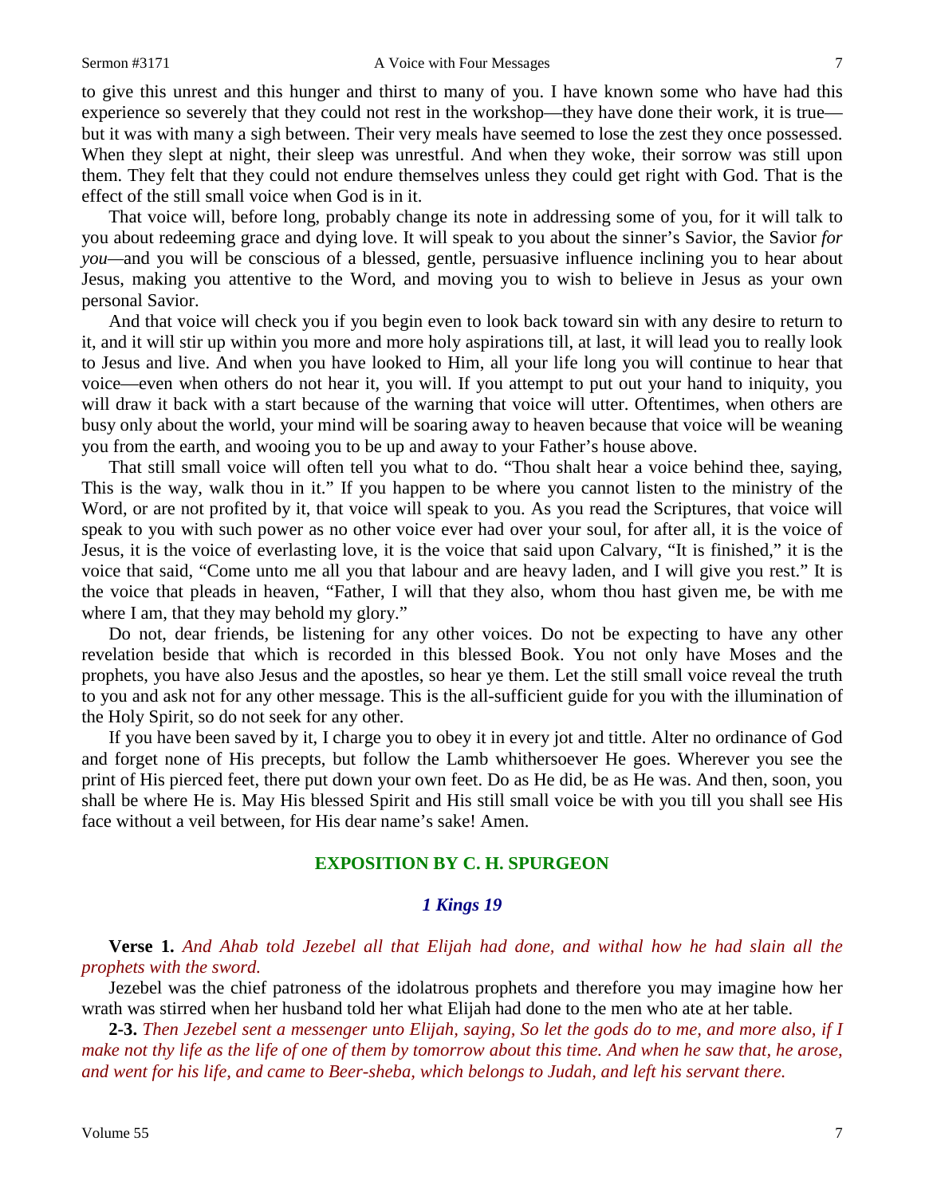to give this unrest and this hunger and thirst to many of you. I have known some who have had this experience so severely that they could not rest in the workshop—they have done their work, it is true—but it was with many a sigh between. Their very meals have seemed to lose the zest they once possessed. When they slept at night, their sleep was unrestful. And when they woke, their sorrow was still upon them. They felt that they could not endure themselves unless they could get right with God. That is the effect of the still small voice when God is in it.

That voice will, before long, probably change its note in addressing some of you, for it will talk to you about redeeming grace and dying love. It will speak to you about the sinner's Savior, the Savior *for you*—and you will be conscious of a blessed, gentle, persuasive influence inclining you to hear about Jesus, making you attentive to the Word, and moving you to wish to believe in Jesus as your own personal Savior.

And that voice will check you if you begin even to look back toward sin with any desire to return to it, and it will stir up within you more and more holy aspirations till, at last, it will lead you to really look to Jesus and live. And when you have looked to Him, all your life long you will continue to hear that voice—even when others do not hear it, you will. If you attempt to put out your hand to iniquity, you will draw it back with a start because of the warning that voice will utter. Oftentimes, when others are busy only about the world, your mind will be soaring away to heaven because that voice will be weaning you from the earth, and wooing you to be up and away to your Father's house above.

That still small voice will often tell you what to do. "Thou shalt hear a voice behind thee, saying, This is the way, walk thou in it." If you happen to be where you cannot listen to the ministry of the Word, or are not profited by it, that voice will speak to you. As you read the Scriptures, that voice will speak to you with such power as no other voice ever had over your soul, for after all, it is the voice of Jesus, it is the voice of everlasting love, it is the voice that said upon Calvary, "It is finished," it is the voice that said, "Come unto me all you that labour and are heavy laden, and I will give you rest." It is the voice that pleads in heaven, "Father, I will that they also, whom thou hast given me, be with me where I am, that they may behold my glory."

Do not, dear friends, be listening for any other voices. Do not be expecting to have any other revelation beside that which is recorded in this blessed Book. You not only have Moses and the prophets, you have also Jesus and the apostles, so hear ye them. Let the still small voice reveal the truth to you and ask not for any other message. This is the all-sufficient guide for you with the illumination of the Holy Spirit, so do not seek for any other.

If you have been saved by it, I charge you to obey it in every jot and tittle. Alter no ordinance of God and forget none of His precepts, but follow the Lamb whithersoever He goes. Wherever you see the print of His pierced feet, there put down your own feet. Do as He did, be as He was. And then, soon, you shall be where He is. May His blessed Spirit and His still small voice be with you till you shall see His face without a veil between, for His dear name's sake! Amen.

## EXPOSITION BY C. H. SPURGEON

### *1 Kings 19*

**Verse 1.** *And Ahab told Jezebel all that Elijah had done, and withal how he had slain all the prophets with the sword.*

Jezebel was the chief patroness of the idolatrous prophets and therefore you may imagine how her wrath was stirred when her husband told her what Elijah had done to the men who ate at her table.

**2-3.** *Then Jezebel sent a messenger unto Elijah, saying, So let the gods do to me, and more also, if I make not thy life as the life of one of them by tomorrow about this time. And when he saw that, he arose, and went for his life, and came to Beer-sheba, which belongs to Judah, and left his servant there.*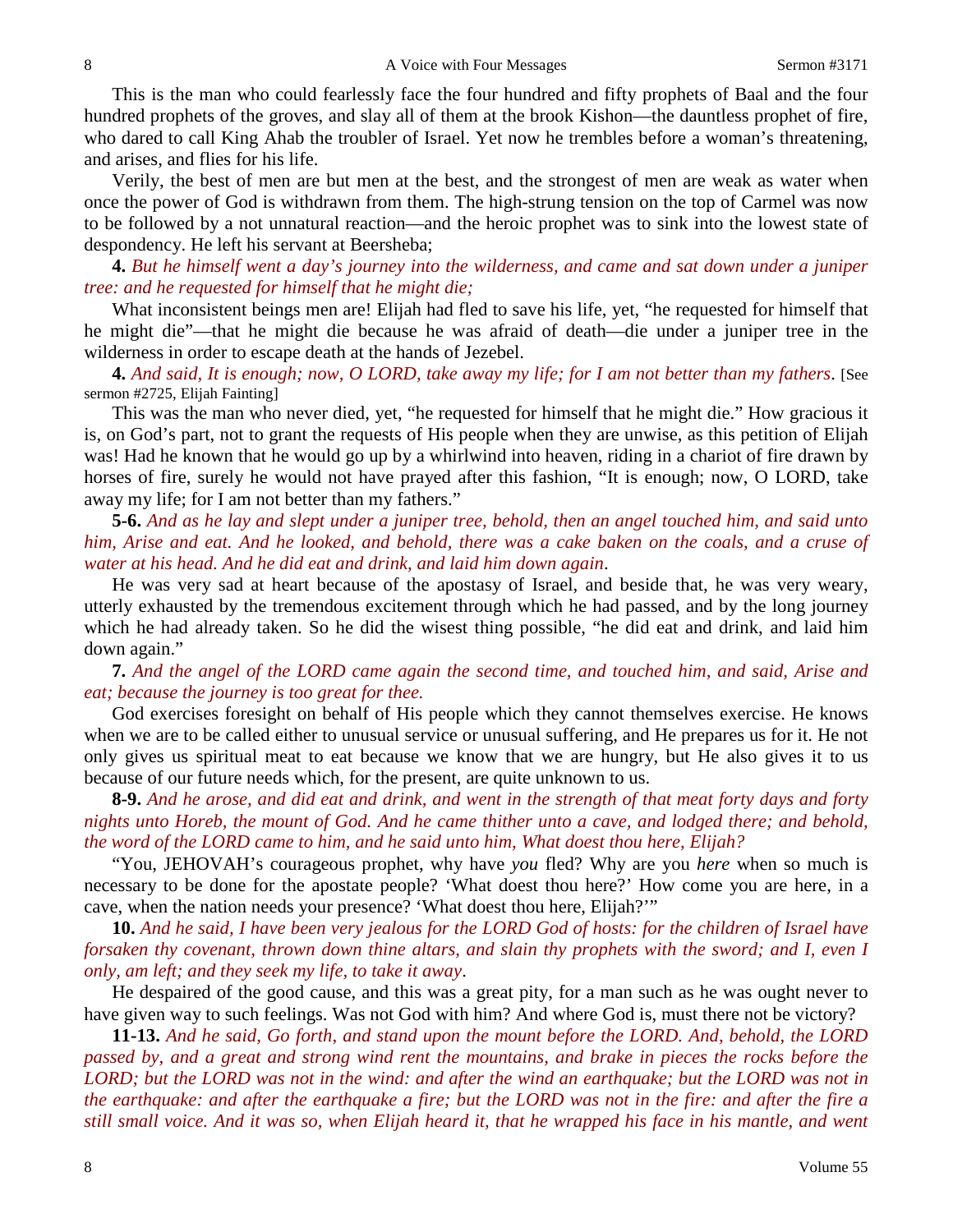This is the man who could fearlessly face the four hundred and fifty prophets of Baal and the four hundred prophets of the groves, and slay all of them at the brook Kishon—the dauntless prophet of fire, who dared to call King Ahab the troubler of Israel. Yet now he trembles before a woman's threatening, and arises, and flies for his life.

Verily, the best of men are but men at the best, and the strongest of men are weak as water when once the power of God is withdrawn from them. The high-strung tension on the top of Carmel was now to be followed by a not unnatural reaction—and the heroic prophet was to sink into the lowest state of despondency. He left his servant at Beersheba;

**4.** *But he himself went a day's journey into the wilderness, and came and sat down under a juniper tree: and he requested for himself that he might die;*

What inconsistent beings men are! Elijah had fled to save his life, yet, "he requested for himself that he might die"—that he might die because he was afraid of death—die under a juniper tree in the wilderness in order to escape death at the hands of Jezebel.

**4.** *And said, It is enough; now, O LORD, take away my life; for I am not better than my fathers*. [See sermon #2725, Elijah Fainting]

This was the man who never died, yet, "he requested for himself that he might die." How gracious it is, on God's part, not to grant the requests of His people when they are unwise, as this petition of Elijah was! Had he known that he would go up by a whirlwind into heaven, riding in a chariot of fire drawn by horses of fire, surely he would not have prayed after this fashion, "It is enough; now, O LORD, take away my life; for I am not better than my fathers."

**5-6.** *And as he lay and slept under a juniper tree, behold, then an angel touched him, and said unto him, Arise and eat. And he looked, and behold, there was a cake baken on the coals, and a cruse of water at his head. And he did eat and drink, and laid him down again*.

He was very sad at heart because of the apostasy of Israel, and beside that, he was very weary, utterly exhausted by the tremendous excitement through which he had passed, and by the long journey which he had already taken. So he did the wisest thing possible, "he did eat and drink, and laid him down again."

**7.** *And the angel of the LORD came again the second time, and touched him, and said, Arise and eat; because the journey is too great for thee.*

God exercises foresight on behalf of His people which they cannot themselves exercise. He knows when we are to be called either to unusual service or unusual suffering, and He prepares us for it. He not only gives us spiritual meat to eat because we know that we are hungry, but He also gives it to us because of our future needs which, for the present, are quite unknown to us.

**8-9.** *And he arose, and did eat and drink, and went in the strength of that meat forty days and forty nights unto Horeb, the mount of God. And he came thither unto a cave, and lodged there; and behold, the word of the LORD came to him, and he said unto him, What doest thou here, Elijah?*

"You, JEHOVAH's courageous prophet, why have *you* fled? Why are you *here* when so much is necessary to be done for the apostate people? 'What doest thou here?' How come you are here, in a cave, when the nation needs your presence? 'What doest thou here, Elijah?'"

**10.** *And he said, I have been very jealous for the LORD God of hosts: for the children of Israel have forsaken thy covenant, thrown down thine altars, and slain thy prophets with the sword; and I, even I only, am left; and they seek my life, to take it away*.

He despaired of the good cause, and this was a great pity, for a man such as he was ought never to have given way to such feelings. Was not God with him? And where God is, must there not be victory?

**11-13.** *And he said, Go forth, and stand upon the mount before the LORD. And, behold, the LORD passed by, and a great and strong wind rent the mountains, and brake in pieces the rocks before the LORD; but the LORD was not in the wind: and after the wind an earthquake; but the LORD was not in the earthquake: and after the earthquake a fire; but the LORD was not in the fire: and after the fire a still small voice. And it was so, when Elijah heard it, that he wrapped his face in his mantle, and went*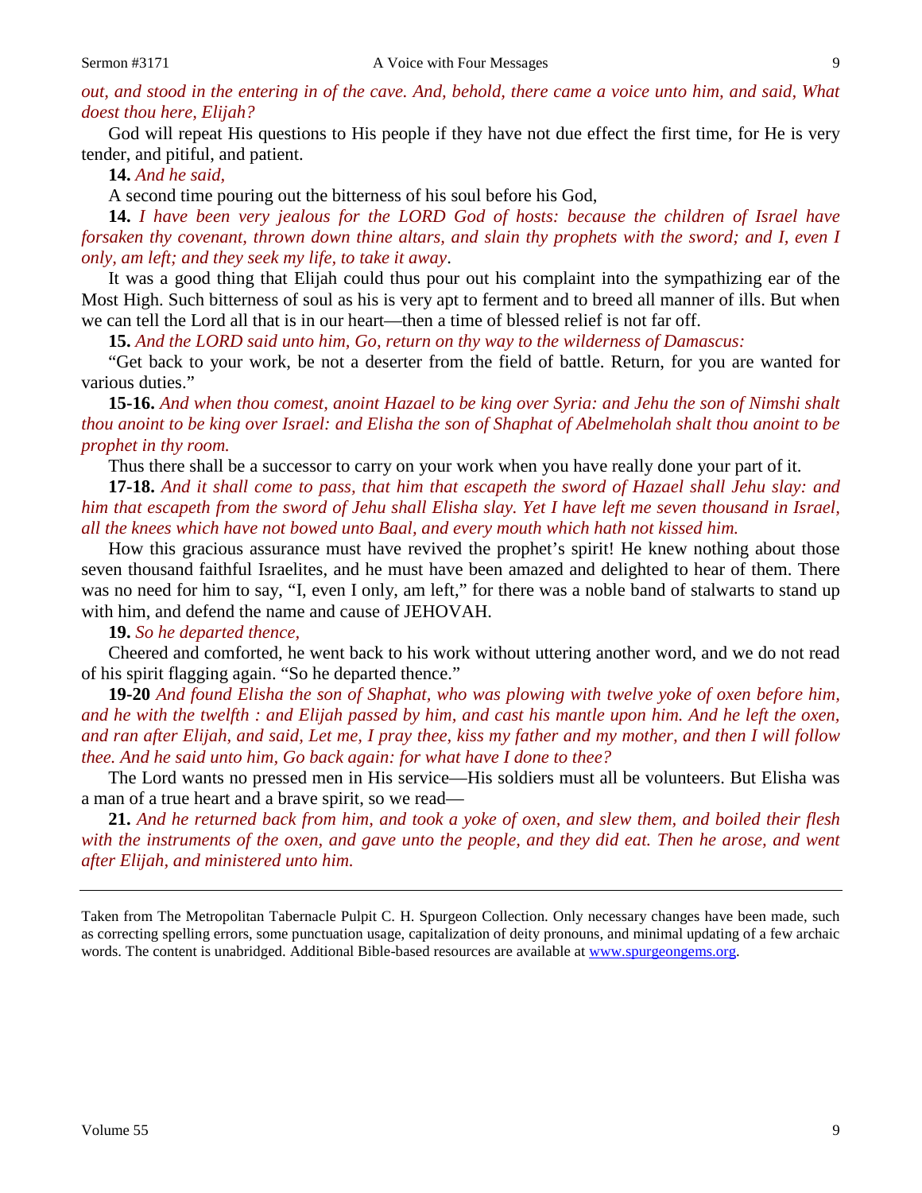*out, and stood in the entering in of the cave. And, behold, there came a voice unto him, and said, What dost thou here, Elijah?*

God will repeat His questions to His people if they have not due effect the first time, for He is very tender, and pitiful, and patient.

**14.** *And he said,*

A second time pouring out the bitterness of his soul before his God,

**14.** *I have been very jealous for the LORD God of hosts: because the children of Israel have forsaken thy covenant, thrown down thine altars, and slain thy prophets with the sword; and I, even I only, am left; and they seek my life, to take it away*.

It was a good thing that Elijah could thus pour out his complaint into the sympathizing ear of the Most High. Such bitterness of soul as his is very apt to ferment and to breed all manner of ills. But when we can tell the Lord all that is in our heart—then a time of blessed relief is not far off.

**15.** *And the LORD said unto him, Go, return on thy way to the wilderness of Damascus:*

"Get back to your work, be not a deserter from the field of battle. Return, for you are wanted for various duties."

**15-16.** *And when thou comest, anoint Hazael to be king over Syria: and Jehu the son of Nimshi shalt thou anoint to be king over Israel: and Elisha the son of Shaphat of Abelmeholah shalt thou anoint to be prophet in thy room.*

Thus there shall be a successor to carry on your work when you have really done your part of it.

**17-18.** *And it shall come to pass, that him that escapeth the sword of Hazael shall Jehu slay: and him that escapeth from the sword of Jehu shall Elisha slay. Yet I have left me seven thousand in Israel, all the knees which have not bowed unto Baal, and every mouth which hath not kissed him.*

How this gracious assurance must have revived the prophet's spirit! He knew nothing about those seven thousand faithful Israelites, and he must have been amazed and delighted to hear of them. There was no need for him to say, "I, even I only, am left," for there was a noble band of stalwarts to stand up with him, and defend the name and cause of JEHOVAH.

**19.** *So he departed thence,*

Cheered and comforted, he went back to his work without uttering another word, and we do not read of his spirit flagging again. "So he departed thence."

**19-20** *And found Elisha the son of Shaphat, who was plowing with twelve yoke of oxen before him, and he with the twelfth : and Elijah passed by him, and cast his mantle upon him. And he left the oxen, and ran after Elijah, and said, Let me, I pray thee, kiss my father and my mother, and then I will follow thee. And he said unto him, Go back again: for what have I done to thee?*

The Lord wants no pressed men in His service—His soldiers must all be volunteers. But Elisha was a man of a true heart and a brave spirit, so we read—

**21.** *And he returned back from him, and took a yoke of oxen, and slew them, and boiled their flesh with the instruments of the oxen, and gave unto the people, and they did eat. Then he arose, and went after Elijah, and ministered unto him.*

---

Taken from The Metropolitan Tabernacle Pulpit C. H. Spurgeon Collection. Only necessary changes have been made, such as correcting spelling errors, some punctuation usage, capitalization of deity pronouns, and minimal updating of a few archaic words. The content is unabridged. Additional Bible-based resources are available at www.spurgeongems.org.